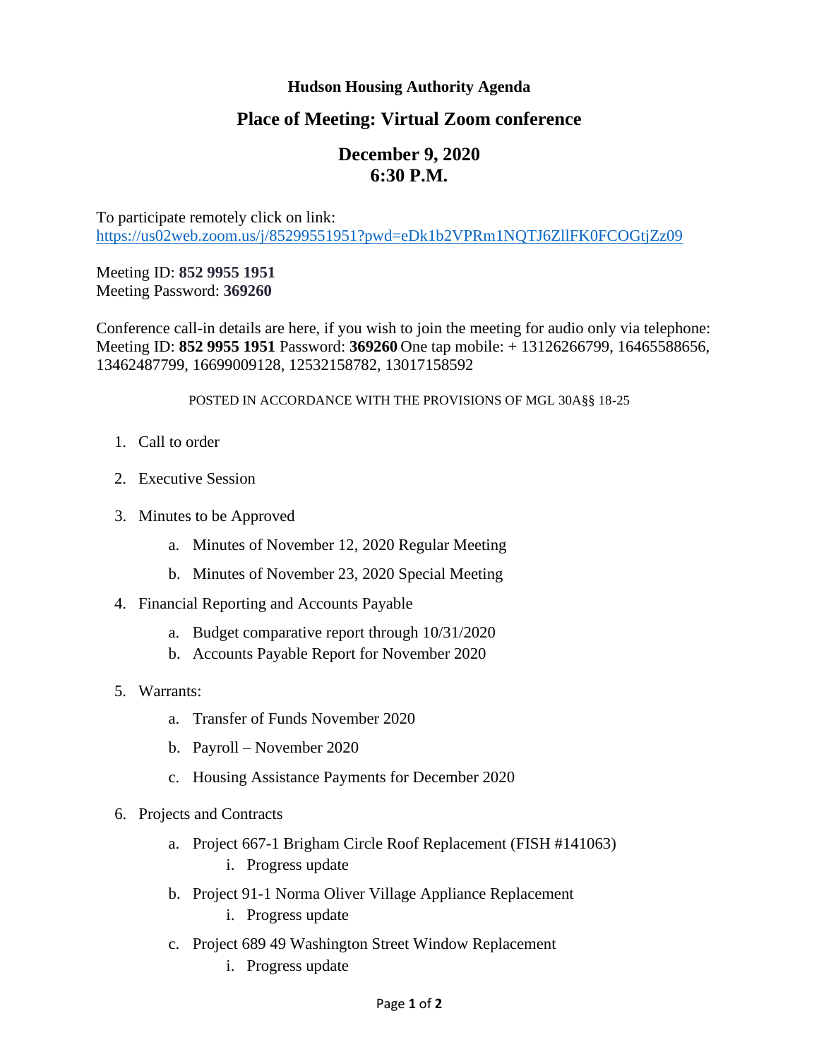**Hudson Housing Authority Agenda**

## Place of Meeting: Virtual Zoom conference

## December 9, 2020
## 6:30 P.M.

To participate remotely click on link:
https://us02web.zoom.us/j/85299551951?pwd=eDk1b2VPRm1NQTJ6ZllFK0FCOGtjZz09

Meeting ID: **852 9955 1951**
Meeting Password: **369260**

Conference call-in details are here, if you wish to join the meeting for audio only via telephone: Meeting ID: **852 9955 1951** Password: **369260** One tap mobile: + 13126266799, 16465588656, 13462487799, 16699009128, 12532158782, 13017158592

POSTED IN ACCORDANCE WITH THE PROVISIONS OF MGL 30A§§ 18-25

1. Call to order
2. Executive Session
3. Minutes to be Approved
    a. Minutes of November 12, 2020 Regular Meeting
    b. Minutes of November 23, 2020 Special Meeting
4. Financial Reporting and Accounts Payable
    a. Budget comparative report through 10/31/2020
    b. Accounts Payable Report for November 2020
5. Warrants:
    a. Transfer of Funds November 2020
    b. Payroll – November 2020
    c. Housing Assistance Payments for December 2020
6. Projects and Contracts
    a. Project 667-1 Brigham Circle Roof Replacement (FISH #141063)
        i. Progress update
    b. Project 91-1 Norma Oliver Village Appliance Replacement
        i. Progress update
    c. Project 689 49 Washington Street Window Replacement
        i. Progress update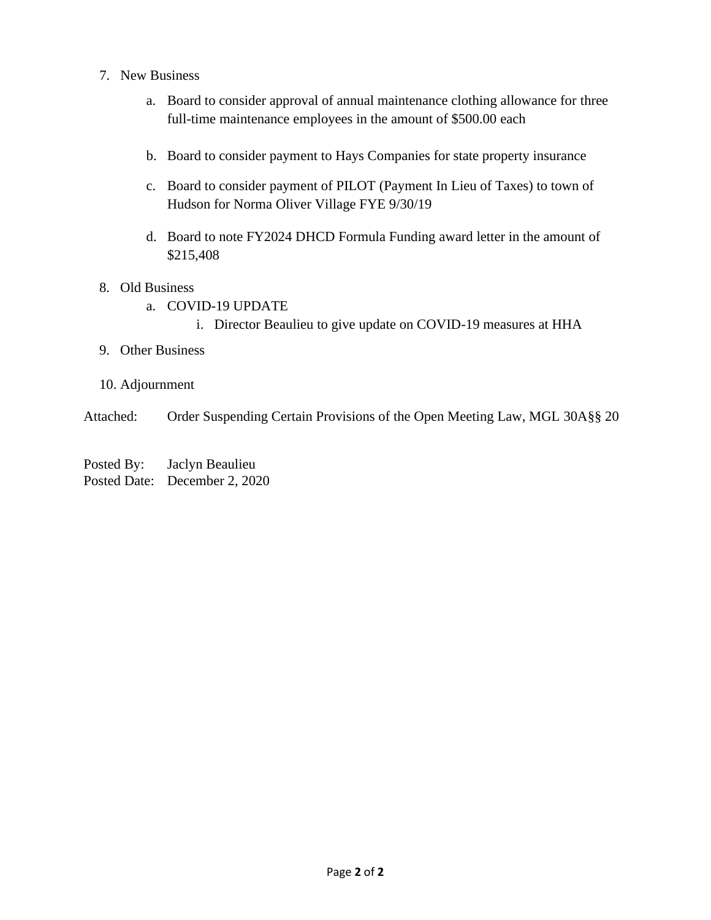7. New Business

    a. Board to consider approval of annual maintenance clothing allowance for three full-time maintenance employees in the amount of $500.00 each

    b. Board to consider payment to Hays Companies for state property insurance

    c. Board to consider payment of PILOT (Payment In Lieu of Taxes) to town of Hudson for Norma Oliver Village FYE 9/30/19

    d. Board to note FY2024 DHCD Formula Funding award letter in the amount of $215,408

8. Old Business

    a. COVID-19 UPDATE

        i. Director Beaulieu to give update on COVID-19 measures at HHA

9. Other Business

10. Adjournment

Attached: Order Suspending Certain Provisions of the Open Meeting Law, MGL 30A§§ 20

Posted By: Jaclyn Beaulieu
Posted Date: December 2, 2020